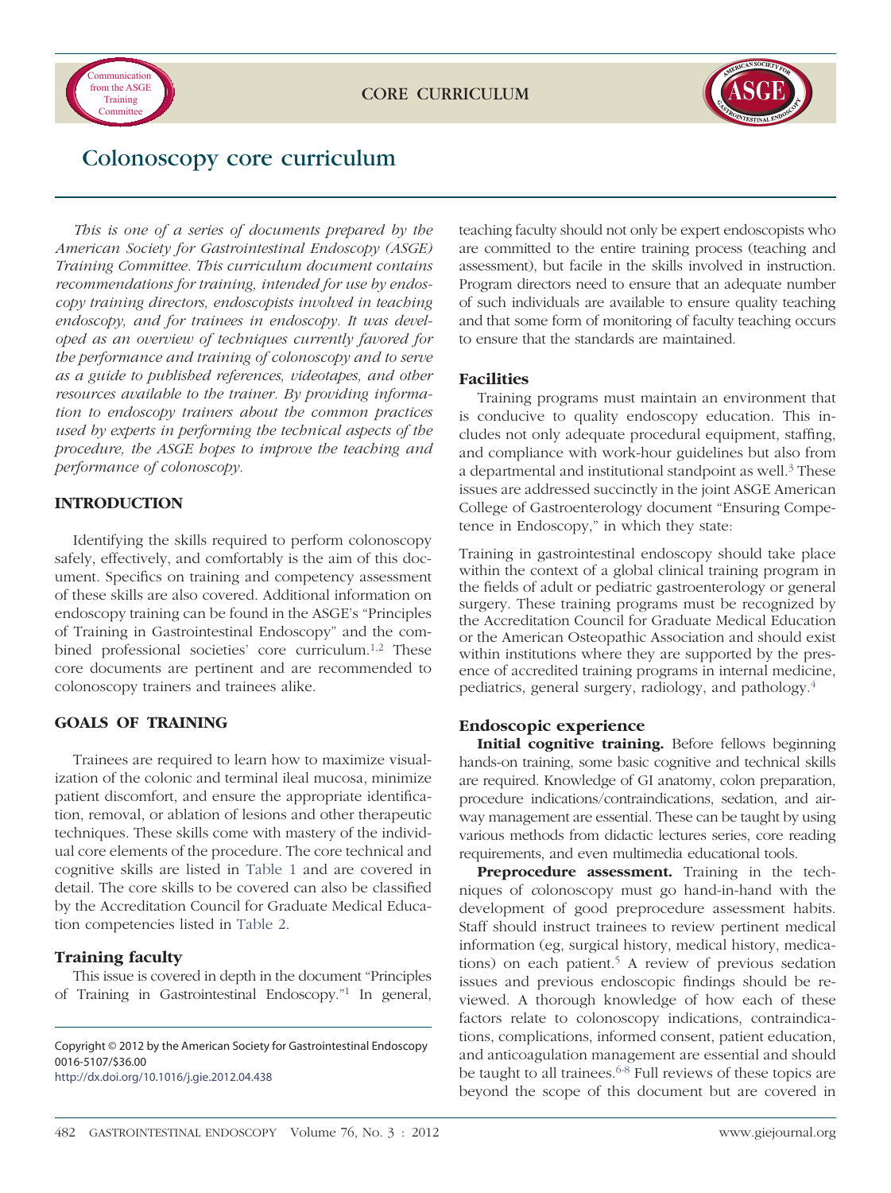CORE CURRICULUM

# Colonoscopy core curriculum

*This is one of a series of documents prepared by the American Society for Gastrointestinal Endoscopy (ASGE) Training Committee. This curriculum document contains recommendations for training, intended for use by endoscopy training directors, endoscopists involved in teaching endoscopy, and for trainees in endoscopy. It was developed as an overview of techniques currently favored for the performance and training of colonoscopy and to serve as a guide to published references, videotapes, and other resources available to the trainer. By providing information to endoscopy trainers about the common practices used by experts in performing the technical aspects of the procedure, the ASGE hopes to improve the teaching and performance of colonoscopy.*

## INTRODUCTION

Identifying the skills required to perform colonoscopy safely, effectively, and comfortably is the aim of this document. Specifics on training and competency assessment of these skills are also covered. Additional information on endoscopy training can be found in the ASGE's "Principles of Training in Gastrointestinal Endoscopy" and the combined professional societies' core curriculum.[1,2] These core documents are pertinent and are recommended to colonoscopy trainers and trainees alike.

## GOALS OF TRAINING

Trainees are required to learn how to maximize visualization of the colonic and terminal ileal mucosa, minimize patient discomfort, and ensure the appropriate identification, removal, or ablation of lesions and other therapeutic techniques. These skills come with mastery of the individual core elements of the procedure. The core technical and cognitive skills are listed in Table 1 and are covered in detail. The core skills to be covered can also be classified by the Accreditation Council for Graduate Medical Education competencies listed in Table 2.

### Training faculty

This issue is covered in depth in the document "Principles of Training in Gastrointestinal Endoscopy."[1] In general, teaching faculty should not only be expert endoscopists who are committed to the entire training process (teaching and assessment), but facile in the skills involved in instruction. Program directors need to ensure that an adequate number of such individuals are available to ensure quality teaching and that some form of monitoring of faculty teaching occurs to ensure that the standards are maintained.

### Facilities

Training programs must maintain an environment that is conducive to quality endoscopy education. This includes not only adequate procedural equipment, staffing, and compliance with work-hour guidelines but also from a departmental and institutional standpoint as well.[3] These issues are addressed succinctly in the joint ASGE American College of Gastroenterology document "Ensuring Competence in Endoscopy," in which they state:

Training in gastrointestinal endoscopy should take place within the context of a global clinical training program in the fields of adult or pediatric gastroenterology or general surgery. These training programs must be recognized by the Accreditation Council for Graduate Medical Education or the American Osteopathic Association and should exist within institutions where they are supported by the presence of accredited training programs in internal medicine, pediatrics, general surgery, radiology, and pathology.[4]

### Endoscopic experience

**Initial cognitive training.** Before fellows beginning hands-on training, some basic cognitive and technical skills are required. Knowledge of GI anatomy, colon preparation, procedure indications/contraindications, sedation, and airway management are essential. These can be taught by using various methods from didactic lectures series, core reading requirements, and even multimedia educational tools.

**Preprocedure assessment.** Training in the techniques of colonoscopy must go hand-in-hand with the development of good preprocedure assessment habits. Staff should instruct trainees to review pertinent medical information (eg, surgical history, medical history, medications) on each patient.[5] A review of previous sedation issues and previous endoscopic findings should be reviewed. A thorough knowledge of how each of these factors relate to colonoscopy indications, contraindications, complications, informed consent, patient education, and anticoagulation management are essential and should be taught to all trainees.[6-8] Full reviews of these topics are beyond the scope of this document but are covered in

Copyright © 2012 by the American Society for Gastrointestinal Endoscopy
0016-5107/$36.00
http://dx.doi.org/10.1016/j.gie.2012.04.438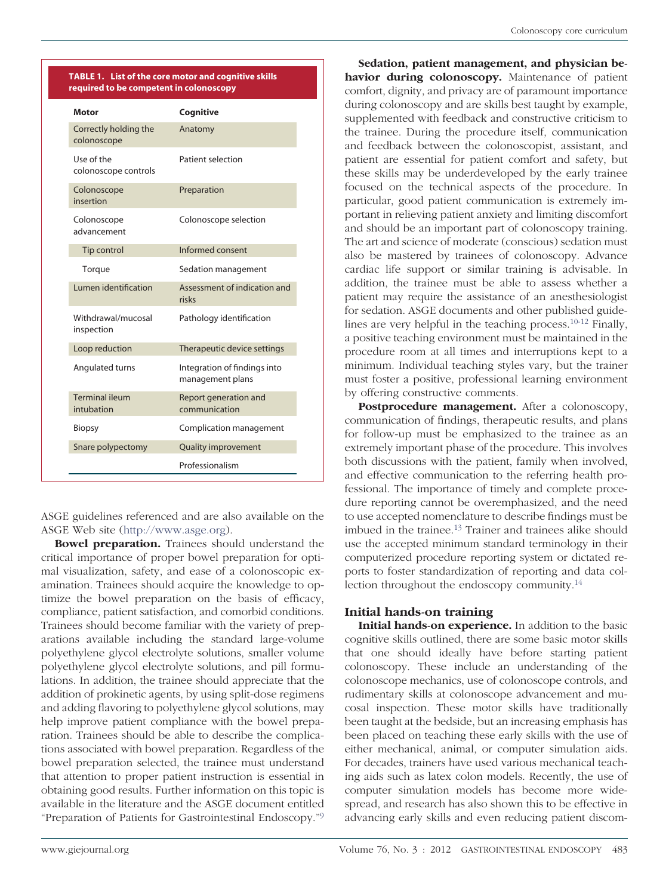**TABLE 1. List of the core motor and cognitive skills required to be competent in colonoscopy**

| Motor | Cognitive |
|---|---|
| Correctly holding the colonoscope | Anatomy |
| Use of the colonoscope controls | Patient selection |
| Colonoscope insertion | Preparation |
| Colonoscope advancement | Colonoscope selection |
| Tip control | Informed consent |
| Torque | Sedation management |
| Lumen identification | Assessment of indication and risks |
| Withdrawal/mucosal inspection | Pathology identification |
| Loop reduction | Therapeutic device settings |
| Angulated turns | Integration of findings into management plans |
| Terminal ileum intubation | Report generation and communication |
| Biopsy | Complication management |
| Snare polypectomy | Quality improvement |
| | Professionalism |

ASGE guidelines referenced and are also available on the ASGE Web site (http://www.asge.org).

**Bowel preparation.** Trainees should understand the critical importance of proper bowel preparation for optimal visualization, safety, and ease of a colonoscopic examination. Trainees should acquire the knowledge to optimize the bowel preparation on the basis of efficacy, compliance, patient satisfaction, and comorbid conditions. Trainees should become familiar with the variety of preparations available including the standard large-volume polyethylene glycol electrolyte solutions, smaller volume polyethylene glycol electrolyte solutions, and pill formulations. In addition, the trainee should appreciate that the addition of prokinetic agents, by using split-dose regimens and adding flavoring to polyethylene glycol solutions, may help improve patient compliance with the bowel preparation. Trainees should be able to describe the complications associated with bowel preparation. Regardless of the bowel preparation selected, the trainee must understand that attention to proper patient instruction is essential in obtaining good results. Further information on this topic is available in the literature and the ASGE document entitled "Preparation of Patients for Gastrointestinal Endoscopy."[9]

**Sedation, patient management, and physician behavior during colonoscopy.** Maintenance of patient comfort, dignity, and privacy are of paramount importance during colonoscopy and are skills best taught by example, supplemented with feedback and constructive criticism to the trainee. During the procedure itself, communication and feedback between the colonoscopist, assistant, and patient are essential for patient comfort and safety, but these skills may be underdeveloped by the early trainee focused on the technical aspects of the procedure. In particular, good patient communication is extremely important in relieving patient anxiety and limiting discomfort and should be an important part of colonoscopy training. The art and science of moderate (conscious) sedation must also be mastered by trainees of colonoscopy. Advance cardiac life support or similar training is advisable. In addition, the trainee must be able to assess whether a patient may require the assistance of an anesthesiologist for sedation. ASGE documents and other published guidelines are very helpful in the teaching process.[10-12] Finally, a positive teaching environment must be maintained in the procedure room at all times and interruptions kept to a minimum. Individual teaching styles vary, but the trainer must foster a positive, professional learning environment by offering constructive comments.

**Postprocedure management.** After a colonoscopy, communication of findings, therapeutic results, and plans for follow-up must be emphasized to the trainee as an extremely important phase of the procedure. This involves both discussions with the patient, family when involved, and effective communication to the referring health professional. The importance of timely and complete procedure reporting cannot be overemphasized, and the need to use accepted nomenclature to describe findings must be imbued in the trainee.[13] Trainer and trainees alike should use the accepted minimum standard terminology in their computerized procedure reporting system or dictated reports to foster standardization of reporting and data collection throughout the endoscopy community.[14]

## Initial hands-on training

**Initial hands-on experience.** In addition to the basic cognitive skills outlined, there are some basic motor skills that one should ideally have before starting patient colonoscopy. These include an understanding of the colonoscope mechanics, use of colonoscope controls, and rudimentary skills at colonoscope advancement and mucosal inspection. These motor skills have traditionally been taught at the bedside, but an increasing emphasis has been placed on teaching these early skills with the use of either mechanical, animal, or computer simulation aids. For decades, trainers have used various mechanical teaching aids such as latex colon models. Recently, the use of computer simulation models has become more widespread, and research has also shown this to be effective in advancing early skills and even reducing patient discom-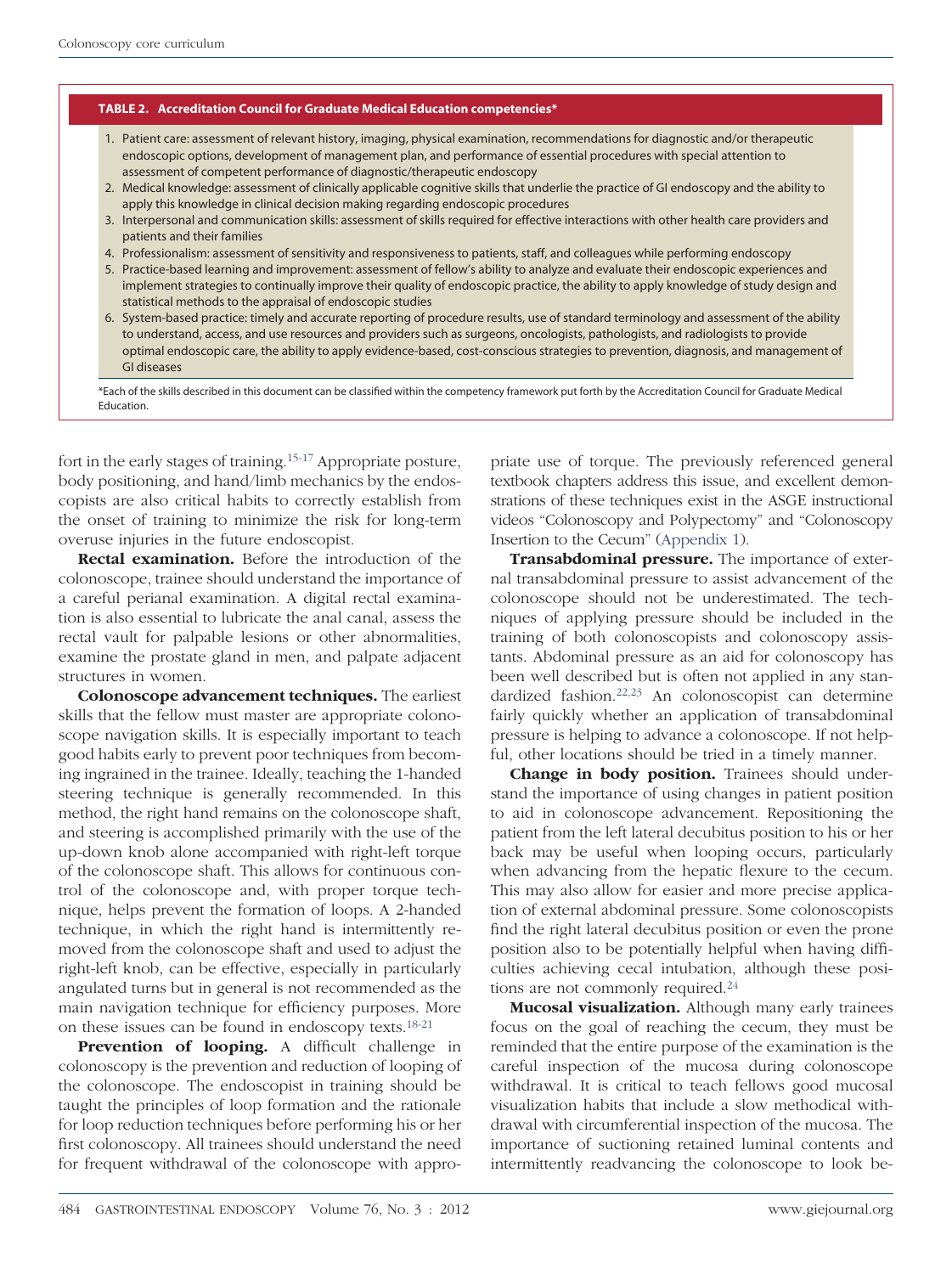**TABLE 2. Accreditation Council for Graduate Medical Education competencies***

1. Patient care: assessment of relevant history, imaging, physical examination, recommendations for diagnostic and/or therapeutic endoscopic options, development of management plan, and performance of essential procedures with special attention to assessment of competent performance of diagnostic/therapeutic endoscopy
2. Medical knowledge: assessment of clinically applicable cognitive skills that underlie the practice of GI endoscopy and the ability to apply this knowledge in clinical decision making regarding endoscopic procedures
3. Interpersonal and communication skills: assessment of skills required for effective interactions with other health care providers and patients and their families
4. Professionalism: assessment of sensitivity and responsiveness to patients, staff, and colleagues while performing endoscopy
5. Practice-based learning and improvement: assessment of fellow's ability to analyze and evaluate their endoscopic experiences and implement strategies to continually improve their quality of endoscopic practice, the ability to apply knowledge of study design and statistical methods to the appraisal of endoscopic studies
6. System-based practice: timely and accurate reporting of procedure results, use of standard terminology and assessment of the ability to understand, access, and use resources and providers such as surgeons, oncologists, pathologists, and radiologists to provide optimal endoscopic care, the ability to apply evidence-based, cost-conscious strategies to prevention, diagnosis, and management of GI diseases

*Each of the skills described in this document can be classified within the competency framework put forth by the Accreditation Council for Graduate Medical Education.

fort in the early stages of training.[15-17] Appropriate posture, body positioning, and hand/limb mechanics by the endoscopists are also critical habits to correctly establish from the onset of training to minimize the risk for long-term overuse injuries in the future endoscopist.

**Rectal examination.** Before the introduction of the colonoscope, trainee should understand the importance of a careful perianal examination. A digital rectal examination is also essential to lubricate the anal canal, assess the rectal vault for palpable lesions or other abnormalities, examine the prostate gland in men, and palpate adjacent structures in women.

**Colonoscope advancement techniques.** The earliest skills that the fellow must master are appropriate colonoscope navigation skills. It is especially important to teach good habits early to prevent poor techniques from becoming ingrained in the trainee. Ideally, teaching the 1-handed steering technique is generally recommended. In this method, the right hand remains on the colonoscope shaft, and steering is accomplished primarily with the use of the up-down knob alone accompanied with right-left torque of the colonoscope shaft. This allows for continuous control of the colonoscope and, with proper torque technique, helps prevent the formation of loops. A 2-handed technique, in which the right hand is intermittently removed from the colonoscope shaft and used to adjust the right-left knob, can be effective, especially in particularly angulated turns but in general is not recommended as the main navigation technique for efficiency purposes. More on these issues can be found in endoscopy texts.[18-21]

**Prevention of looping.** A difficult challenge in colonoscopy is the prevention and reduction of looping of the colonoscope. The endoscopist in training should be taught the principles of loop formation and the rationale for loop reduction techniques before performing his or her first colonoscopy. All trainees should understand the need for frequent withdrawal of the colonoscope with appropriate use of torque. The previously referenced general textbook chapters address this issue, and excellent demonstrations of these techniques exist in the ASGE instructional videos "Colonoscopy and Polypectomy" and "Colonoscopy Insertion to the Cecum" (Appendix 1).

**Transabdominal pressure.** The importance of external transabdominal pressure to assist advancement of the colonoscope should not be underestimated. The techniques of applying pressure should be included in the training of both colonoscopists and colonoscopy assistants. Abdominal pressure as an aid for colonoscopy has been well described but is often not applied in any standardized fashion.[22,23] An colonoscopist can determine fairly quickly whether an application of transabdominal pressure is helping to advance a colonoscope. If not helpful, other locations should be tried in a timely manner.

**Change in body position.** Trainees should understand the importance of using changes in patient position to aid in colonoscope advancement. Repositioning the patient from the left lateral decubitus position to his or her back may be useful when looping occurs, particularly when advancing from the hepatic flexure to the cecum. This may also allow for easier and more precise application of external abdominal pressure. Some colonoscopists find the right lateral decubitus position or even the prone position also to be potentially helpful when having difficulties achieving cecal intubation, although these positions are not commonly required.[24]

**Mucosal visualization.** Although many early trainees focus on the goal of reaching the cecum, they must be reminded that the entire purpose of the examination is the careful inspection of the mucosa during colonoscope withdrawal. It is critical to teach fellows good mucosal visualization habits that include a slow methodical withdrawal with circumferential inspection of the mucosa. The importance of suctioning retained luminal contents and intermittently readvancing the colonoscope to look be-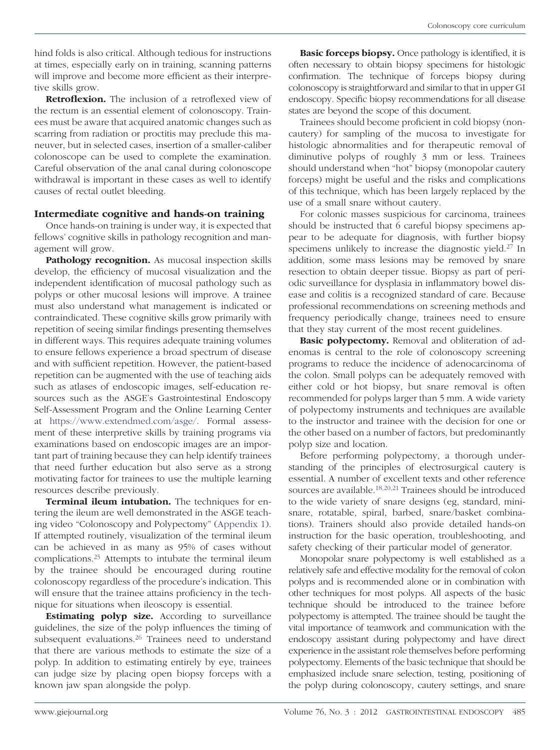hind folds is also critical. Although tedious for instructions at times, especially early on in training, scanning patterns will improve and become more efficient as their interpretive skills grow.

**Retroflexion.** The inclusion of a retroflexed view of the rectum is an essential element of colonoscopy. Trainees must be aware that acquired anatomic changes such as scarring from radiation or proctitis may preclude this maneuver, but in selected cases, insertion of a smaller-caliber colonoscope can be used to complete the examination. Careful observation of the anal canal during colonoscope withdrawal is important in these cases as well to identify causes of rectal outlet bleeding.

### Intermediate cognitive and hands-on training

Once hands-on training is under way, it is expected that fellows' cognitive skills in pathology recognition and management will grow.

**Pathology recognition.** As mucosal inspection skills develop, the efficiency of mucosal visualization and the independent identification of mucosal pathology such as polyps or other mucosal lesions will improve. A trainee must also understand what management is indicated or contraindicated. These cognitive skills grow primarily with repetition of seeing similar findings presenting themselves in different ways. This requires adequate training volumes to ensure fellows experience a broad spectrum of disease and with sufficient repetition. However, the patient-based repetition can be augmented with the use of teaching aids such as atlases of endoscopic images, self-education resources such as the ASGE's Gastrointestinal Endoscopy Self-Assessment Program and the Online Learning Center at https://www.extendmed.com/asge/. Formal assessment of these interpretive skills by training programs via examinations based on endoscopic images are an important part of training because they can help identify trainees that need further education but also serve as a strong motivating factor for trainees to use the multiple learning resources describe previously.

**Terminal ileum intubation.** The techniques for entering the ileum are well demonstrated in the ASGE teaching video "Colonoscopy and Polypectomy" (Appendix 1). If attempted routinely, visualization of the terminal ileum can be achieved in as many as 95% of cases without complications.[25] Attempts to intubate the terminal ileum by the trainee should be encouraged during routine colonoscopy regardless of the procedure's indication. This will ensure that the trainee attains proficiency in the technique for situations when ileoscopy is essential.

**Estimating polyp size.** According to surveillance guidelines, the size of the polyp influences the timing of subsequent evaluations.[26] Trainees need to understand that there are various methods to estimate the size of a polyp. In addition to estimating entirely by eye, trainees can judge size by placing open biopsy forceps with a known jaw span alongside the polyp.

**Basic forceps biopsy.** Once pathology is identified, it is often necessary to obtain biopsy specimens for histologic confirmation. The technique of forceps biopsy during colonoscopy is straightforward and similar to that in upper GI endoscopy. Specific biopsy recommendations for all disease states are beyond the scope of this document.

Trainees should become proficient in cold biopsy (noncautery) for sampling of the mucosa to investigate for histologic abnormalities and for therapeutic removal of diminutive polyps of roughly 3 mm or less. Trainees should understand when "hot" biopsy (monopolar cautery forceps) might be useful and the risks and complications of this technique, which has been largely replaced by the use of a small snare without cautery.

For colonic masses suspicious for carcinoma, trainees should be instructed that 6 careful biopsy specimens appear to be adequate for diagnosis, with further biopsy specimens unlikely to increase the diagnostic yield.[27] In addition, some mass lesions may be removed by snare resection to obtain deeper tissue. Biopsy as part of periodic surveillance for dysplasia in inflammatory bowel disease and colitis is a recognized standard of care. Because professional recommendations on screening methods and frequency periodically change, trainees need to ensure that they stay current of the most recent guidelines.

**Basic polypectomy.** Removal and obliteration of adenomas is central to the role of colonoscopy screening programs to reduce the incidence of adenocarcinoma of the colon. Small polyps can be adequately removed with either cold or hot biopsy, but snare removal is often recommended for polyps larger than 5 mm. A wide variety of polypectomy instruments and techniques are available to the instructor and trainee with the decision for one or the other based on a number of factors, but predominantly polyp size and location.

Before performing polypectomy, a thorough understanding of the principles of electrosurgical cautery is essential. A number of excellent texts and other reference sources are available.[18,20,21] Trainees should be introduced to the wide variety of snare designs (eg, standard, minisnare, rotatable, spiral, barbed, snare/basket combinations). Trainers should also provide detailed hands-on instruction for the basic operation, troubleshooting, and safety checking of their particular model of generator.

Monopolar snare polypectomy is well established as a relatively safe and effective modality for the removal of colon polyps and is recommended alone or in combination with other techniques for most polyps. All aspects of the basic technique should be introduced to the trainee before polypectomy is attempted. The trainee should be taught the vital importance of teamwork and communication with the endoscopy assistant during polypectomy and have direct experience in the assistant role themselves before performing polypectomy. Elements of the basic technique that should be emphasized include snare selection, testing, positioning of the polyp during colonoscopy, cautery settings, and snare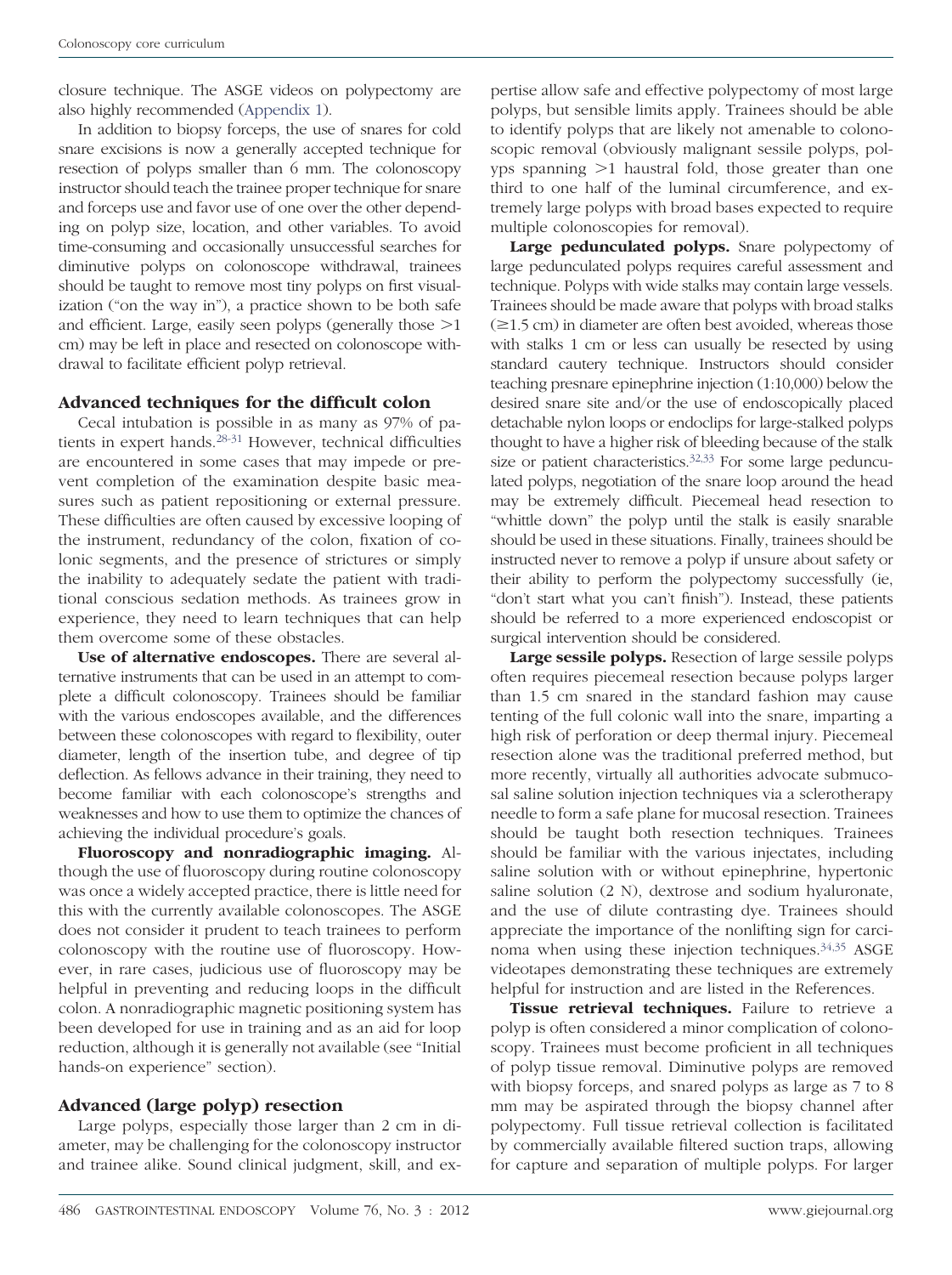closure technique. The ASGE videos on polypectomy are also highly recommended (Appendix 1).

In addition to biopsy forceps, the use of snares for cold snare excisions is now a generally accepted technique for resection of polyps smaller than 6 mm. The colonoscopy instructor should teach the trainee proper technique for snare and forceps use and favor use of one over the other depending on polyp size, location, and other variables. To avoid time-consuming and occasionally unsuccessful searches for diminutive polyps on colonoscope withdrawal, trainees should be taught to remove most tiny polyps on first visualization ("on the way in"), a practice shown to be both safe and efficient. Large, easily seen polyps (generally those >1 cm) may be left in place and resected on colonoscope withdrawal to facilitate efficient polyp retrieval.

### Advanced techniques for the difficult colon

Cecal intubation is possible in as many as 97% of patients in expert hands.[28-31] However, technical difficulties are encountered in some cases that may impede or prevent completion of the examination despite basic measures such as patient repositioning or external pressure. These difficulties are often caused by excessive looping of the instrument, redundancy of the colon, fixation of colonic segments, and the presence of strictures or simply the inability to adequately sedate the patient with traditional conscious sedation methods. As trainees grow in experience, they need to learn techniques that can help them overcome some of these obstacles.

**Use of alternative endoscopes.** There are several alternative instruments that can be used in an attempt to complete a difficult colonoscopy. Trainees should be familiar with the various endoscopes available, and the differences between these colonoscopes with regard to flexibility, outer diameter, length of the insertion tube, and degree of tip deflection. As fellows advance in their training, they need to become familiar with each colonoscope's strengths and weaknesses and how to use them to optimize the chances of achieving the individual procedure's goals.

**Fluoroscopy and nonradiographic imaging.** Although the use of fluoroscopy during routine colonoscopy was once a widely accepted practice, there is little need for this with the currently available colonoscopes. The ASGE does not consider it prudent to teach trainees to perform colonoscopy with the routine use of fluoroscopy. However, in rare cases, judicious use of fluoroscopy may be helpful in preventing and reducing loops in the difficult colon. A nonradiographic magnetic positioning system has been developed for use in training and as an aid for loop reduction, although it is generally not available (see "Initial hands-on experience" section).

### Advanced (large polyp) resection

Large polyps, especially those larger than 2 cm in diameter, may be challenging for the colonoscopy instructor and trainee alike. Sound clinical judgment, skill, and expertise allow safe and effective polypectomy of most large polyps, but sensible limits apply. Trainees should be able to identify polyps that are likely not amenable to colonoscopic removal (obviously malignant sessile polyps, polyps spanning >1 haustral fold, those greater than one third to one half of the luminal circumference, and extremely large polyps with broad bases expected to require multiple colonoscopies for removal).

**Large pedunculated polyps.** Snare polypectomy of large pedunculated polyps requires careful assessment and technique. Polyps with wide stalks may contain large vessels. Trainees should be made aware that polyps with broad stalks (≥1.5 cm) in diameter are often best avoided, whereas those with stalks 1 cm or less can usually be resected by using standard cautery technique. Instructors should consider teaching presnare epinephrine injection (1:10,000) below the desired snare site and/or the use of endoscopically placed detachable nylon loops or endoclips for large-stalked polyps thought to have a higher risk of bleeding because of the stalk size or patient characteristics.[32,33] For some large pedunculated polyps, negotiation of the snare loop around the head may be extremely difficult. Piecemeal head resection to "whittle down" the polyp until the stalk is easily snarable should be used in these situations. Finally, trainees should be instructed never to remove a polyp if unsure about safety or their ability to perform the polypectomy successfully (ie, "don't start what you can't finish"). Instead, these patients should be referred to a more experienced endoscopist or surgical intervention should be considered.

**Large sessile polyps.** Resection of large sessile polyps often requires piecemeal resection because polyps larger than 1.5 cm snared in the standard fashion may cause tenting of the full colonic wall into the snare, imparting a high risk of perforation or deep thermal injury. Piecemeal resection alone was the traditional preferred method, but more recently, virtually all authorities advocate submucosal saline solution injection techniques via a sclerotherapy needle to form a safe plane for mucosal resection. Trainees should be taught both resection techniques. Trainees should be familiar with the various injectates, including saline solution with or without epinephrine, hypertonic saline solution (2 N), dextrose and sodium hyaluronate, and the use of dilute contrasting dye. Trainees should appreciate the importance of the nonlifting sign for carcinoma when using these injection techniques.[34,35] ASGE videotapes demonstrating these techniques are extremely helpful for instruction and are listed in the References.

**Tissue retrieval techniques.** Failure to retrieve a polyp is often considered a minor complication of colonoscopy. Trainees must become proficient in all techniques of polyp tissue removal. Diminutive polyps are removed with biopsy forceps, and snared polyps as large as 7 to 8 mm may be aspirated through the biopsy channel after polypectomy. Full tissue retrieval collection is facilitated by commercially available filtered suction traps, allowing for capture and separation of multiple polyps. For larger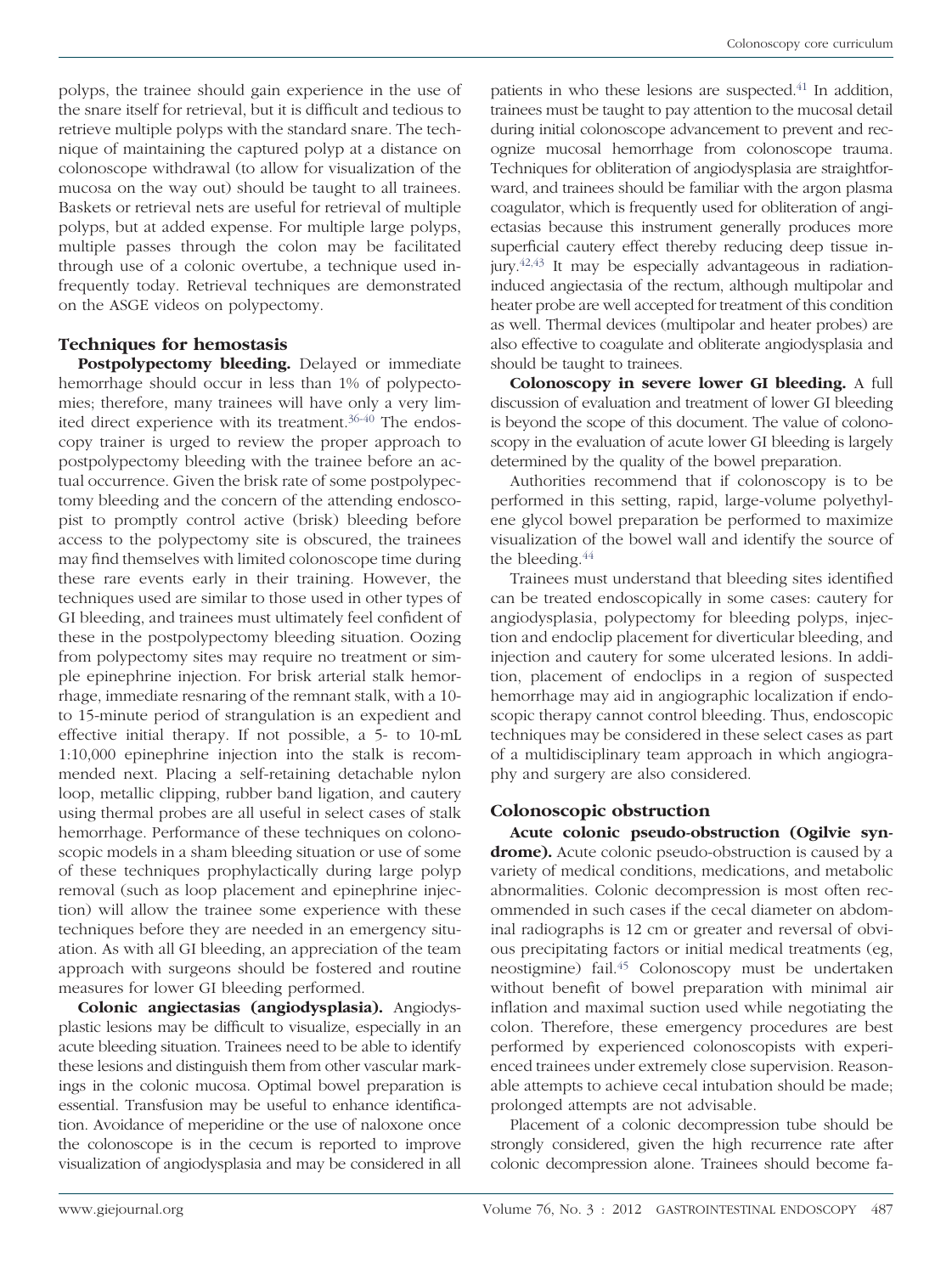polyps, the trainee should gain experience in the use of the snare itself for retrieval, but it is difficult and tedious to retrieve multiple polyps with the standard snare. The technique of maintaining the captured polyp at a distance on colonoscope withdrawal (to allow for visualization of the mucosa on the way out) should be taught to all trainees. Baskets or retrieval nets are useful for retrieval of multiple polyps, but at added expense. For multiple large polyps, multiple passes through the colon may be facilitated through use of a colonic overtube, a technique used infrequently today. Retrieval techniques are demonstrated on the ASGE videos on polypectomy.

### Techniques for hemostasis

**Postpolypectomy bleeding.** Delayed or immediate hemorrhage should occur in less than 1% of polypectomies; therefore, many trainees will have only a very limited direct experience with its treatment.[36-40] The endoscopy trainer is urged to review the proper approach to postpolypectomy bleeding with the trainee before an actual occurrence. Given the brisk rate of some postpolypectomy bleeding and the concern of the attending endoscopist to promptly control active (brisk) bleeding before access to the polypectomy site is obscured, the trainees may find themselves with limited colonoscope time during these rare events early in their training. However, the techniques used are similar to those used in other types of GI bleeding, and trainees must ultimately feel confident of these in the postpolypectomy bleeding situation. Oozing from polypectomy sites may require no treatment or simple epinephrine injection. For brisk arterial stalk hemorrhage, immediate resnaring of the remnant stalk, with a 10- to 15-minute period of strangulation is an expedient and effective initial therapy. If not possible, a 5- to 10-mL 1:10,000 epinephrine injection into the stalk is recommended next. Placing a self-retaining detachable nylon loop, metallic clipping, rubber band ligation, and cautery using thermal probes are all useful in select cases of stalk hemorrhage. Performance of these techniques on colonoscopic models in a sham bleeding situation or use of some of these techniques prophylactically during large polyp removal (such as loop placement and epinephrine injection) will allow the trainee some experience with these techniques before they are needed in an emergency situation. As with all GI bleeding, an appreciation of the team approach with surgeons should be fostered and routine measures for lower GI bleeding performed.

**Colonic angiectasias (angiodysplasia).** Angiodysplastic lesions may be difficult to visualize, especially in an acute bleeding situation. Trainees need to be able to identify these lesions and distinguish them from other vascular markings in the colonic mucosa. Optimal bowel preparation is essential. Transfusion may be useful to enhance identification. Avoidance of meperidine or the use of naloxone once the colonoscope is in the cecum is reported to improve visualization of angiodysplasia and may be considered in all patients in who these lesions are suspected.[41] In addition, trainees must be taught to pay attention to the mucosal detail during initial colonoscope advancement to prevent and recognize mucosal hemorrhage from colonoscope trauma. Techniques for obliteration of angiodysplasia are straightforward, and trainees should be familiar with the argon plasma coagulator, which is frequently used for obliteration of angiectasias because this instrument generally produces more superficial cautery effect thereby reducing deep tissue injury.[42,43] It may be especially advantageous in radiation-induced angiectasia of the rectum, although multipolar and heater probe are well accepted for treatment of this condition as well. Thermal devices (multipolar and heater probes) are also effective to coagulate and obliterate angiodysplasia and should be taught to trainees.

**Colonoscopy in severe lower GI bleeding.** A full discussion of evaluation and treatment of lower GI bleeding is beyond the scope of this document. The value of colonoscopy in the evaluation of acute lower GI bleeding is largely determined by the quality of the bowel preparation.

Authorities recommend that if colonoscopy is to be performed in this setting, rapid, large-volume polyethylene glycol bowel preparation be performed to maximize visualization of the bowel wall and identify the source of the bleeding.[44]

Trainees must understand that bleeding sites identified can be treated endoscopically in some cases: cautery for angiodysplasia, polypectomy for bleeding polyps, injection and endoclip placement for diverticular bleeding, and injection and cautery for some ulcerated lesions. In addition, placement of endoclips in a region of suspected hemorrhage may aid in angiographic localization if endoscopic therapy cannot control bleeding. Thus, endoscopic techniques may be considered in these select cases as part of a multidisciplinary team approach in which angiography and surgery are also considered.

### Colonoscopic obstruction

**Acute colonic pseudo-obstruction (Ogilvie syndrome).** Acute colonic pseudo-obstruction is caused by a variety of medical conditions, medications, and metabolic abnormalities. Colonic decompression is most often recommended in such cases if the cecal diameter on abdominal radiographs is 12 cm or greater and reversal of obvious precipitating factors or initial medical treatments (eg, neostigmine) fail.[45] Colonoscopy must be undertaken without benefit of bowel preparation with minimal air inflation and maximal suction used while negotiating the colon. Therefore, these emergency procedures are best performed by experienced colonoscopists with experienced trainees under extremely close supervision. Reasonable attempts to achieve cecal intubation should be made; prolonged attempts are not advisable.

Placement of a colonic decompression tube should be strongly considered, given the high recurrence rate after colonic decompression alone. Trainees should become fa-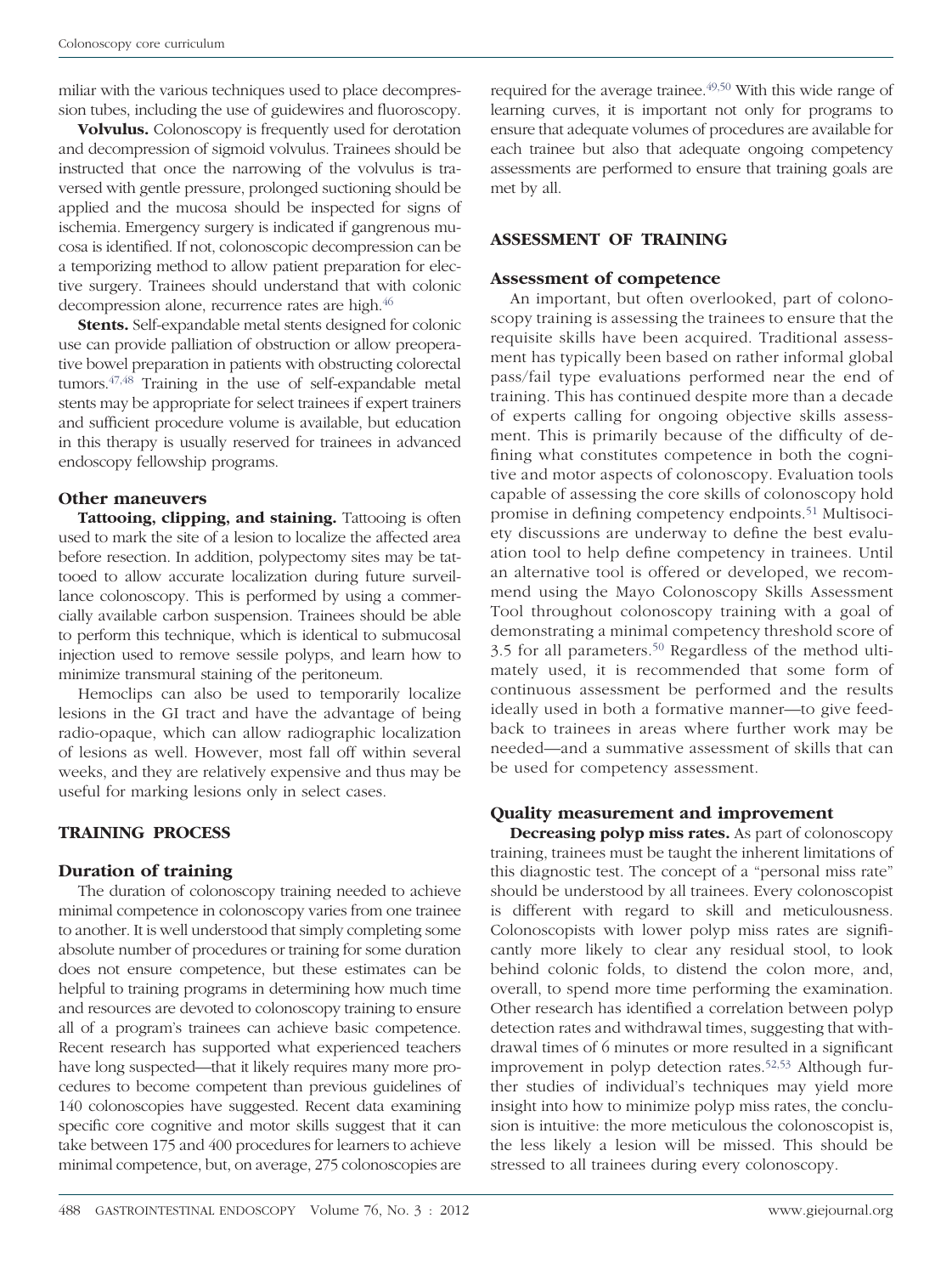miliar with the various techniques used to place decompression tubes, including the use of guidewires and fluoroscopy.

**Volvulus.** Colonoscopy is frequently used for derotation and decompression of sigmoid volvulus. Trainees should be instructed that once the narrowing of the volvulus is traversed with gentle pressure, prolonged suctioning should be applied and the mucosa should be inspected for signs of ischemia. Emergency surgery is indicated if gangrenous mucosa is identified. If not, colonoscopic decompression can be a temporizing method to allow patient preparation for elective surgery. Trainees should understand that with colonic decompression alone, recurrence rates are high.[46]

**Stents.** Self-expandable metal stents designed for colonic use can provide palliation of obstruction or allow preoperative bowel preparation in patients with obstructing colorectal tumors.[47,48] Training in the use of self-expandable metal stents may be appropriate for select trainees if expert trainers and sufficient procedure volume is available, but education in this therapy is usually reserved for trainees in advanced endoscopy fellowship programs.

### Other maneuvers

**Tattooing, clipping, and staining.** Tattooing is often used to mark the site of a lesion to localize the affected area before resection. In addition, polypectomy sites may be tattooed to allow accurate localization during future surveillance colonoscopy. This is performed by using a commercially available carbon suspension. Trainees should be able to perform this technique, which is identical to submucosal injection used to remove sessile polyps, and learn how to minimize transmural staining of the peritoneum.

Hemoclips can also be used to temporarily localize lesions in the GI tract and have the advantage of being radio-opaque, which can allow radiographic localization of lesions as well. However, most fall off within several weeks, and they are relatively expensive and thus may be useful for marking lesions only in select cases.

## TRAINING PROCESS

### Duration of training

The duration of colonoscopy training needed to achieve minimal competence in colonoscopy varies from one trainee to another. It is well understood that simply completing some absolute number of procedures or training for some duration does not ensure competence, but these estimates can be helpful to training programs in determining how much time and resources are devoted to colonoscopy training to ensure all of a program's trainees can achieve basic competence. Recent research has supported what experienced teachers have long suspected—that it likely requires many more procedures to become competent than previous guidelines of 140 colonoscopies have suggested. Recent data examining specific core cognitive and motor skills suggest that it can take between 175 and 400 procedures for learners to achieve minimal competence, but, on average, 275 colonoscopies are required for the average trainee.[49,50] With this wide range of learning curves, it is important not only for programs to ensure that adequate volumes of procedures are available for each trainee but also that adequate ongoing competency assessments are performed to ensure that training goals are met by all.

## ASSESSMENT OF TRAINING

### Assessment of competence

An important, but often overlooked, part of colonoscopy training is assessing the trainees to ensure that the requisite skills have been acquired. Traditional assessment has typically been based on rather informal global pass/fail type evaluations performed near the end of training. This has continued despite more than a decade of experts calling for ongoing objective skills assessment. This is primarily because of the difficulty of defining what constitutes competence in both the cognitive and motor aspects of colonoscopy. Evaluation tools capable of assessing the core skills of colonoscopy hold promise in defining competency endpoints.[51] Multisociety discussions are underway to define the best evaluation tool to help define competency in trainees. Until an alternative tool is offered or developed, we recommend using the Mayo Colonoscopy Skills Assessment Tool throughout colonoscopy training with a goal of demonstrating a minimal competency threshold score of 3.5 for all parameters.[50] Regardless of the method ultimately used, it is recommended that some form of continuous assessment be performed and the results ideally used in both a formative manner—to give feedback to trainees in areas where further work may be needed—and a summative assessment of skills that can be used for competency assessment.

### Quality measurement and improvement

**Decreasing polyp miss rates.** As part of colonoscopy training, trainees must be taught the inherent limitations of this diagnostic test. The concept of a "personal miss rate" should be understood by all trainees. Every colonoscopist is different with regard to skill and meticulousness. Colonoscopists with lower polyp miss rates are significantly more likely to clear any residual stool, to look behind colonic folds, to distend the colon more, and, overall, to spend more time performing the examination. Other research has identified a correlation between polyp detection rates and withdrawal times, suggesting that withdrawal times of 6 minutes or more resulted in a significant improvement in polyp detection rates.[52,53] Although further studies of individual's techniques may yield more insight into how to minimize polyp miss rates, the conclusion is intuitive: the more meticulous the colonoscopist is, the less likely a lesion will be missed. This should be stressed to all trainees during every colonoscopy.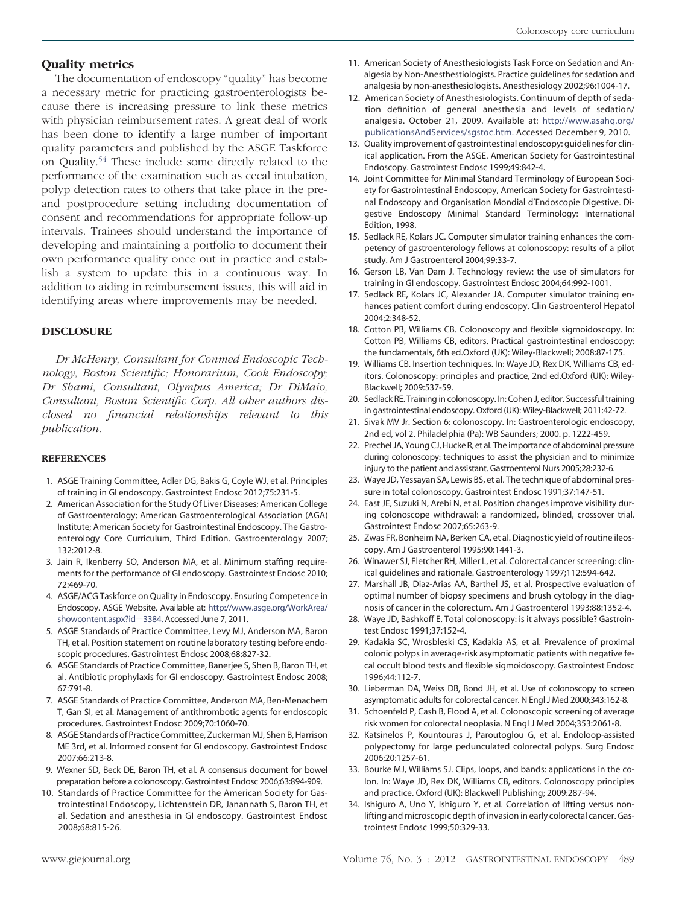## Quality metrics

The documentation of endoscopy "quality" has become a necessary metric for practicing gastroenterologists because there is increasing pressure to link these metrics with physician reimbursement rates. A great deal of work has been done to identify a large number of important quality parameters and published by the ASGE Taskforce on Quality.[54] These include some directly related to the performance of the examination such as cecal intubation, polyp detection rates to others that take place in the pre- and postprocedure setting including documentation of consent and recommendations for appropriate follow-up intervals. Trainees should understand the importance of developing and maintaining a portfolio to document their own performance quality once out in practice and establish a system to update this in a continuous way. In addition to aiding in reimbursement issues, this will aid in identifying areas where improvements may be needed.

## DISCLOSURE

*Dr McHenry, Consultant for Conmed Endoscopic Technology, Boston Scientific; Honorarium, Cook Endoscopy; Dr Shami, Consultant, Olympus America; Dr DiMaio, Consultant, Boston Scientific Corp. All other authors disclosed no financial relationships relevant to this publication.*

## REFERENCES

1. ASGE Training Committee, Adler DG, Bakis G, Coyle WJ, et al. Principles of training in GI endoscopy. Gastrointest Endosc 2012;75:231-5.
2. American Association for the Study Of Liver Diseases; American College of Gastroenterology; American Gastroenterological Association (AGA) Institute; American Society for Gastrointestinal Endoscopy. The Gastroenterology Core Curriculum, Third Edition. Gastroenterology 2007; 132:2012-8.
3. Jain R, Ikenberry SO, Anderson MA, et al. Minimum staffing requirements for the performance of GI endoscopy. Gastrointest Endosc 2010; 72:469-70.
4. ASGE/ACG Taskforce on Quality in Endoscopy. Ensuring Competence in Endoscopy. ASGE Website. Available at: http://www.asge.org/WorkArea/showcontent.aspx?id=3384. Accessed June 7, 2011.
5. ASGE Standards of Practice Committee, Levy MJ, Anderson MA, Baron TH, et al. Position statement on routine laboratory testing before endoscopic procedures. Gastrointest Endosc 2008;68:827-32.
6. ASGE Standards of Practice Committee, Banerjee S, Shen B, Baron TH, et al. Antibiotic prophylaxis for GI endoscopy. Gastrointest Endosc 2008; 67:791-8.
7. ASGE Standards of Practice Committee, Anderson MA, Ben-Menachem T, Gan SI, et al. Management of antithrombotic agents for endoscopic procedures. Gastrointest Endosc 2009;70:1060-70.
8. ASGE Standards of Practice Committee, Zuckerman MJ, Shen B, Harrison ME 3rd, et al. Informed consent for GI endoscopy. Gastrointest Endosc 2007;66:213-8.
9. Wexner SD, Beck DE, Baron TH, et al. A consensus document for bowel preparation before a colonoscopy. Gastrointest Endosc 2006;63:894-909.
10. Standards of Practice Committee for the American Society for Gastrointestinal Endoscopy, Lichtenstein DR, Janannath S, Baron TH, et al. Sedation and anesthesia in GI endoscopy. Gastrointest Endosc 2008;68:815-26.
11. American Society of Anesthesiologists Task Force on Sedation and Analgesia by Non-Anesthesiologists. Practice guidelines for sedation and analgesia by non-anesthesiologists. Anesthesiology 2002;96:1004-17.
12. American Society of Anesthesiologists. Continuum of depth of sedation definition of general anesthesia and levels of sedation/analgesia. October 21, 2009. Available at: http://www.asahq.org/publicationsAndServices/sgstoc.htm. Accessed December 9, 2010.
13. Quality improvement of gastrointestinal endoscopy: guidelines for clinical application. From the ASGE. American Society for Gastrointestinal Endoscopy. Gastrointest Endosc 1999;49:842-4.
14. Joint Committee for Minimal Standard Terminology of European Society for Gastrointestinal Endoscopy, American Society for Gastrointestinal Endoscopy and Organisation Mondial d'Endoscopie Digestive. Digestive Endoscopy Minimal Standard Terminology: International Edition, 1998.
15. Sedlack RE, Kolars JC. Computer simulator training enhances the competency of gastroenterology fellows at colonoscopy: results of a pilot study. Am J Gastroenterol 2004;99:33-7.
16. Gerson LB, Van Dam J. Technology review: the use of simulators for training in GI endoscopy. Gastrointest Endosc 2004;64:992-1001.
17. Sedlack RE, Kolars JC, Alexander JA. Computer simulator training enhances patient comfort during endoscopy. Clin Gastroenterol Hepatol 2004;2:348-52.
18. Cotton PB, Williams CB. Colonoscopy and flexible sigmoidoscopy. In: Cotton PB, Williams CB, editors. Practical gastrointestinal endoscopy: the fundamentals, 6th ed.Oxford (UK): Wiley-Blackwell; 2008:87-175.
19. Williams CB. Insertion techniques. In: Waye JD, Rex DK, Williams CB, editors. Colonoscopy: principles and practice, 2nd ed.Oxford (UK): Wiley-Blackwell; 2009:537-59.
20. Sedlack RE. Training in colonoscopy. In: Cohen J, editor. Successful training in gastrointestinal endoscopy. Oxford (UK): Wiley-Blackwell; 2011:42-72.
21. Sivak MV Jr. Section 6: colonoscopy. In: Gastroenterologic endoscopy, 2nd ed, vol 2. Philadelphia (Pa): WB Saunders; 2000. p. 1222-459.
22. Prechel JA, Young CJ, Hucke R, et al. The importance of abdominal pressure during colonoscopy: techniques to assist the physician and to minimize injury to the patient and assistant. Gastroenterol Nurs 2005;28:232-6.
23. Waye JD, Yessayan SA, Lewis BS, et al. The technique of abdominal pressure in total colonoscopy. Gastrointest Endosc 1991;37:147-51.
24. East JE, Suzuki N, Arebi N, et al. Position changes improve visibility during colonoscope withdrawal: a randomized, blinded, crossover trial. Gastrointest Endosc 2007;65:263-9.
25. Zwas FR, Bonheim NA, Berken CA, et al. Diagnostic yield of routine ileoscopy. Am J Gastroenterol 1995;90:1441-3.
26. Winawer SJ, Fletcher RH, Miller L, et al. Colorectal cancer screening: clinical guidelines and rationale. Gastroenterology 1997;112:594-642.
27. Marshall JB, Diaz-Arias AA, Barthel JS, et al. Prospective evaluation of optimal number of biopsy specimens and brush cytology in the diagnosis of cancer in the colorectum. Am J Gastroenterol 1993;88:1352-4.
28. Waye JD, Bashkoff E. Total colonoscopy: is it always possible? Gastrointest Endosc 1991;37:152-4.
29. Kadakia SC, Wrosbleski CS, Kadakia AS, et al. Prevalence of proximal colonic polyps in average-risk asymptomatic patients with negative fecal occult blood tests and flexible sigmoidoscopy. Gastrointest Endosc 1996;44:112-7.
30. Lieberman DA, Weiss DB, Bond JH, et al. Use of colonoscopy to screen asymptomatic adults for colorectal cancer. N Engl J Med 2000;343:162-8.
31. Schoenfeld P, Cash B, Flood A, et al. Colonoscopic screening of average risk women for colorectal neoplasia. N Engl J Med 2004;353:2061-8.
32. Katsinelos P, Kountouras J, Paroutoglou G, et al. Endoloop-assisted polypectomy for large pedunculated colorectal polyps. Surg Endosc 2006;20:1257-61.
33. Bourke MJ, Williams SJ. Clips, loops, and bands: applications in the colon. In: Waye JD, Rex DK, Williams CB, editors. Colonoscopy principles and practice. Oxford (UK): Blackwell Publishing; 2009:287-94.
34. Ishiguro A, Uno Y, Ishiguro Y, et al. Correlation of lifting versus non-lifting and microscopic depth of invasion in early colorectal cancer. Gastrointest Endosc 1999;50:329-33.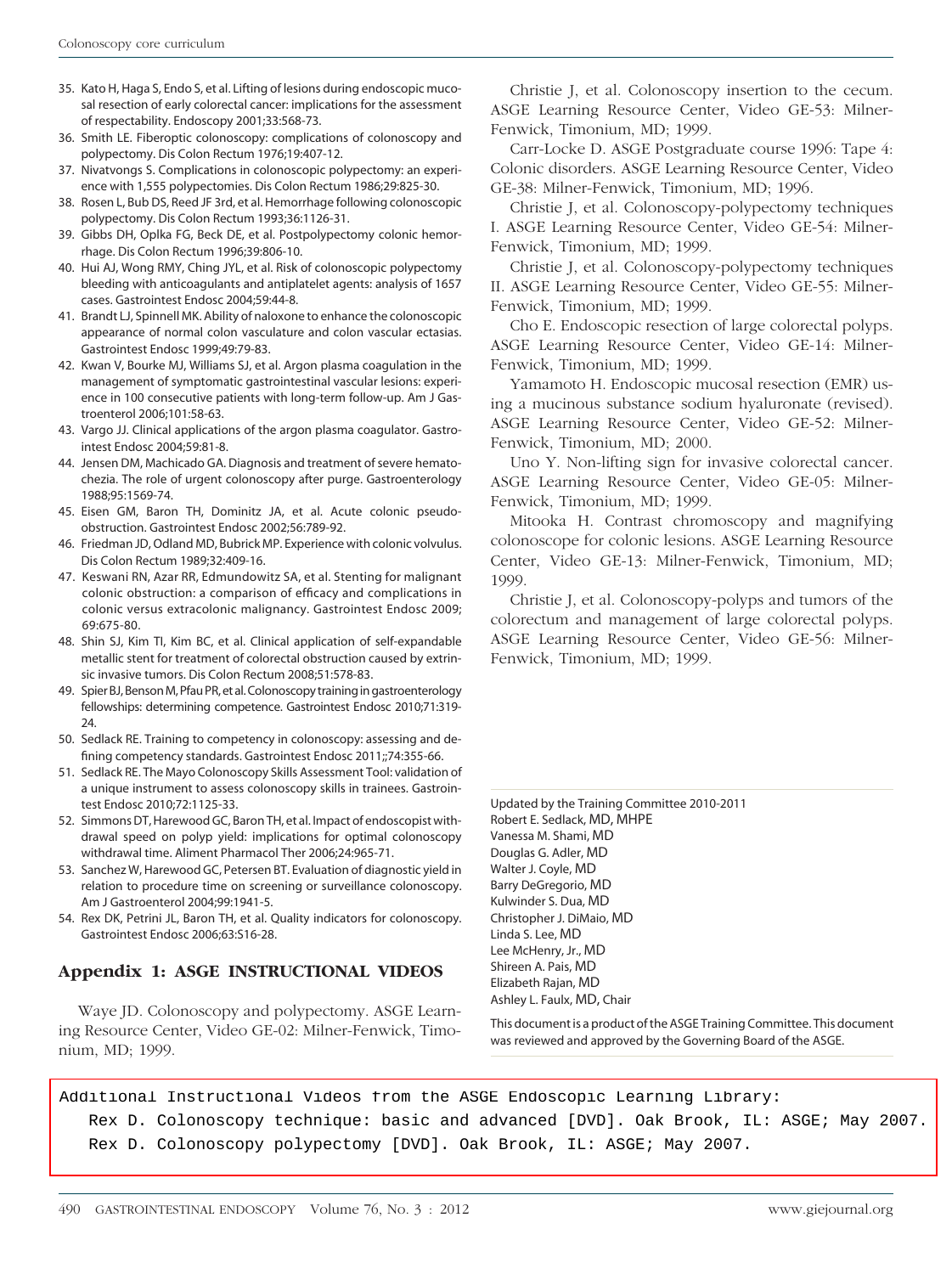35. Kato H, Haga S, Endo S, et al. Lifting of lesions during endoscopic mucosal resection of early colorectal cancer: implications for the assessment of respectability. Endoscopy 2001;33:568-73.
36. Smith LE. Fiberoptic colonoscopy: complications of colonoscopy and polypectomy. Dis Colon Rectum 1976;19:407-12.
37. Nivatvongs S. Complications in colonoscopic polypectomy: an experience with 1,555 polypectomies. Dis Colon Rectum 1986;29:825-30.
38. Rosen L, Bub DS, Reed JF 3rd, et al. Hemorrhage following colonoscopic polypectomy. Dis Colon Rectum 1993;36:1126-31.
39. Gibbs DH, Oplka FG, Beck DE, et al. Postpolypectomy colonic hemorrhage. Dis Colon Rectum 1996;39:806-10.
40. Hui AJ, Wong RMY, Ching JYL, et al. Risk of colonoscopic polypectomy bleeding with anticoagulants and antiplatelet agents: analysis of 1657 cases. Gastrointest Endosc 2004;59:44-8.
41. Brandt LJ, Spinnell MK. Ability of naloxone to enhance the colonoscopic appearance of normal colon vasculature and colon vascular ectasias. Gastrointest Endosc 1999;49:79-83.
42. Kwan V, Bourke MJ, Williams SJ, et al. Argon plasma coagulation in the management of symptomatic gastrointestinal vascular lesions: experience in 100 consecutive patients with long-term follow-up. Am J Gastroenterol 2006;101:58-63.
43. Vargo JJ. Clinical applications of the argon plasma coagulator. Gastrointest Endosc 2004;59:81-8.
44. Jensen DM, Machicado GA. Diagnosis and treatment of severe hematochezia. The role of urgent colonoscopy after purge. Gastroenterology 1988;95:1569-74.
45. Eisen GM, Baron TH, Dominitz JA, et al. Acute colonic pseudo-obstruction. Gastrointest Endosc 2002;56:789-92.
46. Friedman JD, Odland MD, Bubrick MP. Experience with colonic volvulus. Dis Colon Rectum 1989;32:409-16.
47. Keswani RN, Azar RR, Edmundowitz SA, et al. Stenting for malignant colonic obstruction: a comparison of efficacy and complications in colonic versus extracolonic malignancy. Gastrointest Endosc 2009; 69:675-80.
48. Shin SJ, Kim TI, Kim BC, et al. Clinical application of self-expandable metallic stent for treatment of colorectal obstruction caused by extrinsic invasive tumors. Dis Colon Rectum 2008;51:578-83.
49. Spier BJ, Benson M, Pfau PR, et al. Colonoscopy training in gastroenterology fellowships: determining competence. Gastrointest Endosc 2010;71:319-24.
50. Sedlack RE. Training to competency in colonoscopy: assessing and defining competency standards. Gastrointest Endosc 2011;;74:355-66.
51. Sedlack RE. The Mayo Colonoscopy Skills Assessment Tool: validation of a unique instrument to assess colonoscopy skills in trainees. Gastrointest Endosc 2010;72:1125-33.
52. Simmons DT, Harewood GC, Baron TH, et al. Impact of endoscopist withdrawal speed on polyp yield: implications for optimal colonoscopy withdrawal time. Aliment Pharmacol Ther 2006;24:965-71.
53. Sanchez W, Harewood GC, Petersen BT. Evaluation of diagnostic yield in relation to procedure time on screening or surveillance colonoscopy. Am J Gastroenterol 2004;99:1941-5.
54. Rex DK, Petrini JL, Baron TH, et al. Quality indicators for colonoscopy. Gastrointest Endosc 2006;63:S16-28.

## Appendix 1: ASGE INSTRUCTIONAL VIDEOS

Waye JD. Colonoscopy and polypectomy. ASGE Learning Resource Center, Video GE-02: Milner-Fenwick, Timonium, MD; 1999.

Christie J, et al. Colonoscopy insertion to the cecum. ASGE Learning Resource Center, Video GE-53: Milner-Fenwick, Timonium, MD; 1999.

Carr-Locke D. ASGE Postgraduate course 1996: Tape 4: Colonic disorders. ASGE Learning Resource Center, Video GE-38: Milner-Fenwick, Timonium, MD; 1996.

Christie J, et al. Colonoscopy-polypectomy techniques I. ASGE Learning Resource Center, Video GE-54: Milner-Fenwick, Timonium, MD; 1999.

Christie J, et al. Colonoscopy-polypectomy techniques II. ASGE Learning Resource Center, Video GE-55: Milner-Fenwick, Timonium, MD; 1999.

Cho E. Endoscopic resection of large colorectal polyps. ASGE Learning Resource Center, Video GE-14: Milner-Fenwick, Timonium, MD; 1999.

Yamamoto H. Endoscopic mucosal resection (EMR) using a mucinous substance sodium hyaluronate (revised). ASGE Learning Resource Center, Video GE-52: Milner-Fenwick, Timonium, MD; 2000.

Uno Y. Non-lifting sign for invasive colorectal cancer. ASGE Learning Resource Center, Video GE-05: Milner-Fenwick, Timonium, MD; 1999.

Mitooka H. Contrast chromoscopy and magnifying colonoscope for colonic lesions. ASGE Learning Resource Center, Video GE-13: Milner-Fenwick, Timonium, MD; 1999.

Christie J, et al. Colonoscopy-polyps and tumors of the colorectum and management of large colorectal polyps. ASGE Learning Resource Center, Video GE-56: Milner-Fenwick, Timonium, MD; 1999.

Updated by the Training Committee 2010-2011
Robert E. Sedlack, MD, MHPE
Vanessa M. Shami, MD
Douglas G. Adler, MD
Walter J. Coyle, MD
Barry DeGregorio, MD
Kulwinder S. Dua, MD
Christopher J. DiMaio, MD
Linda S. Lee, MD
Lee McHenry, Jr., MD
Shireen A. Pais, MD
Elizabeth Rajan, MD
Ashley L. Faulx, MD, Chair

This document is a product of the ASGE Training Committee. This document was reviewed and approved by the Governing Board of the ASGE.

Additional Instructional Videos from the ASGE Endoscopic Learning Library:

Rex D. Colonoscopy technique: basic and advanced [DVD]. Oak Brook, IL: ASGE; May 2007.

Rex D. Colonoscopy polypectomy [DVD]. Oak Brook, IL: ASGE; May 2007.